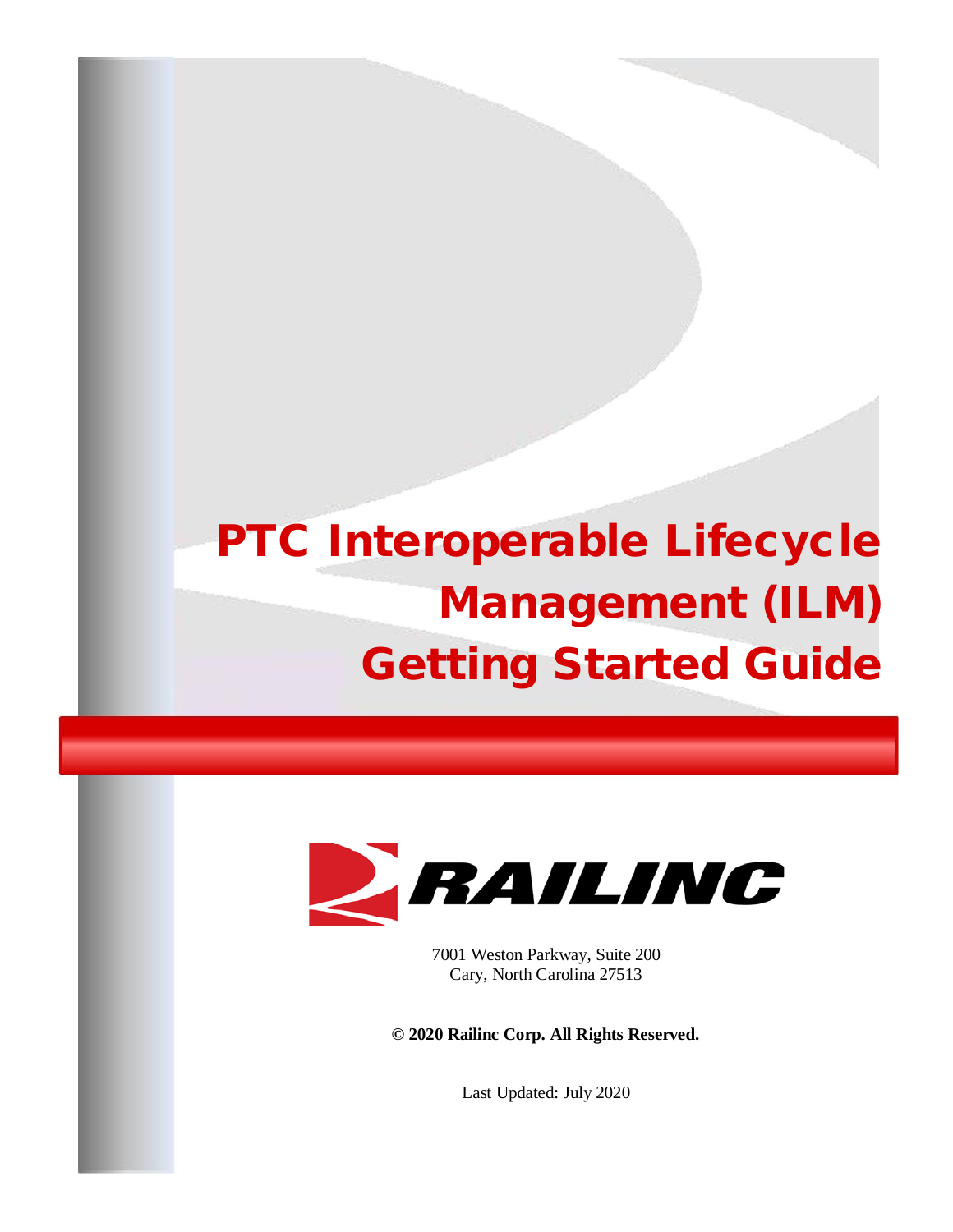# PTC Interoperable Lifecycle Management (ILM) Getting Started Guide

RAILINC

7001 Weston Parkway, Suite 200
Cary, North Carolina 27513

**© 2020 Railinc Corp. All Rights Reserved.**

Last Updated: July 2020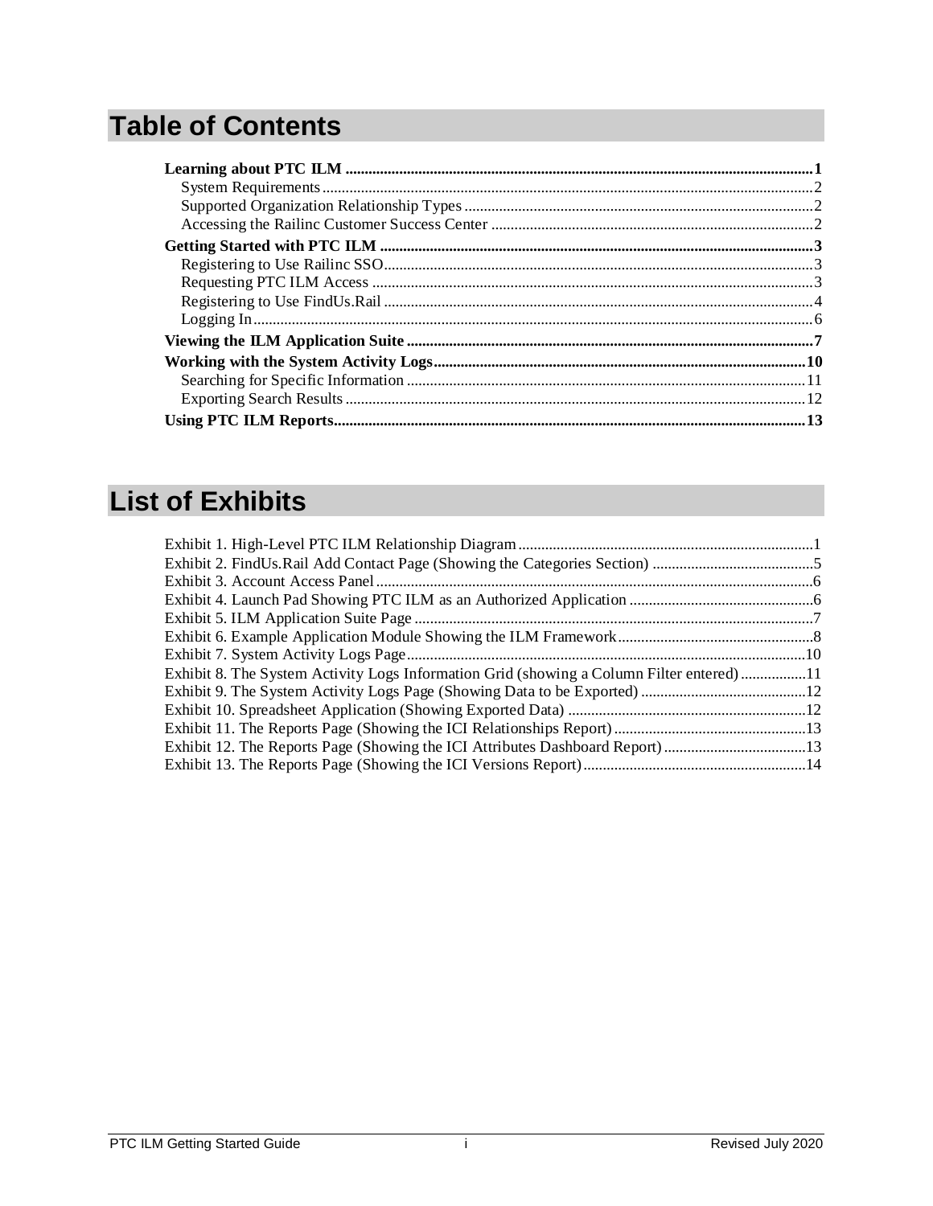# Table of Contents

**Learning about PTC ILM** ..... **1**
- System Requirements ..... 2
- Supported Organization Relationship Types ..... 2
- Accessing the Railinc Customer Success Center ..... 2

**Getting Started with PTC ILM** ..... **3**
- Registering to Use Railinc SSO ..... 3
- Requesting PTC ILM Access ..... 3
- Registering to Use FindUs.Rail ..... 4
- Logging In ..... 6

**Viewing the ILM Application Suite** ..... **7**

**Working with the System Activity Logs** ..... **10**
- Searching for Specific Information ..... 11
- Exporting Search Results ..... 12

**Using PTC ILM Reports** ..... **13**

# List of Exhibits

Exhibit 1. High-Level PTC ILM Relationship Diagram ..... 1
Exhibit 2. FindUs.Rail Add Contact Page (Showing the Categories Section) ..... 5
Exhibit 3. Account Access Panel ..... 6
Exhibit 4. Launch Pad Showing PTC ILM as an Authorized Application ..... 6
Exhibit 5. ILM Application Suite Page ..... 7
Exhibit 6. Example Application Module Showing the ILM Framework ..... 8
Exhibit 7. System Activity Logs Page ..... 10
Exhibit 8. The System Activity Logs Information Grid (showing a Column Filter entered) ..... 11
Exhibit 9. The System Activity Logs Page (Showing Data to be Exported) ..... 12
Exhibit 10. Spreadsheet Application (Showing Exported Data) ..... 12
Exhibit 11. The Reports Page (Showing the ICI Relationships Report) ..... 13
Exhibit 12. The Reports Page (Showing the ICI Attributes Dashboard Report) ..... 13
Exhibit 13. The Reports Page (Showing the ICI Versions Report) ..... 14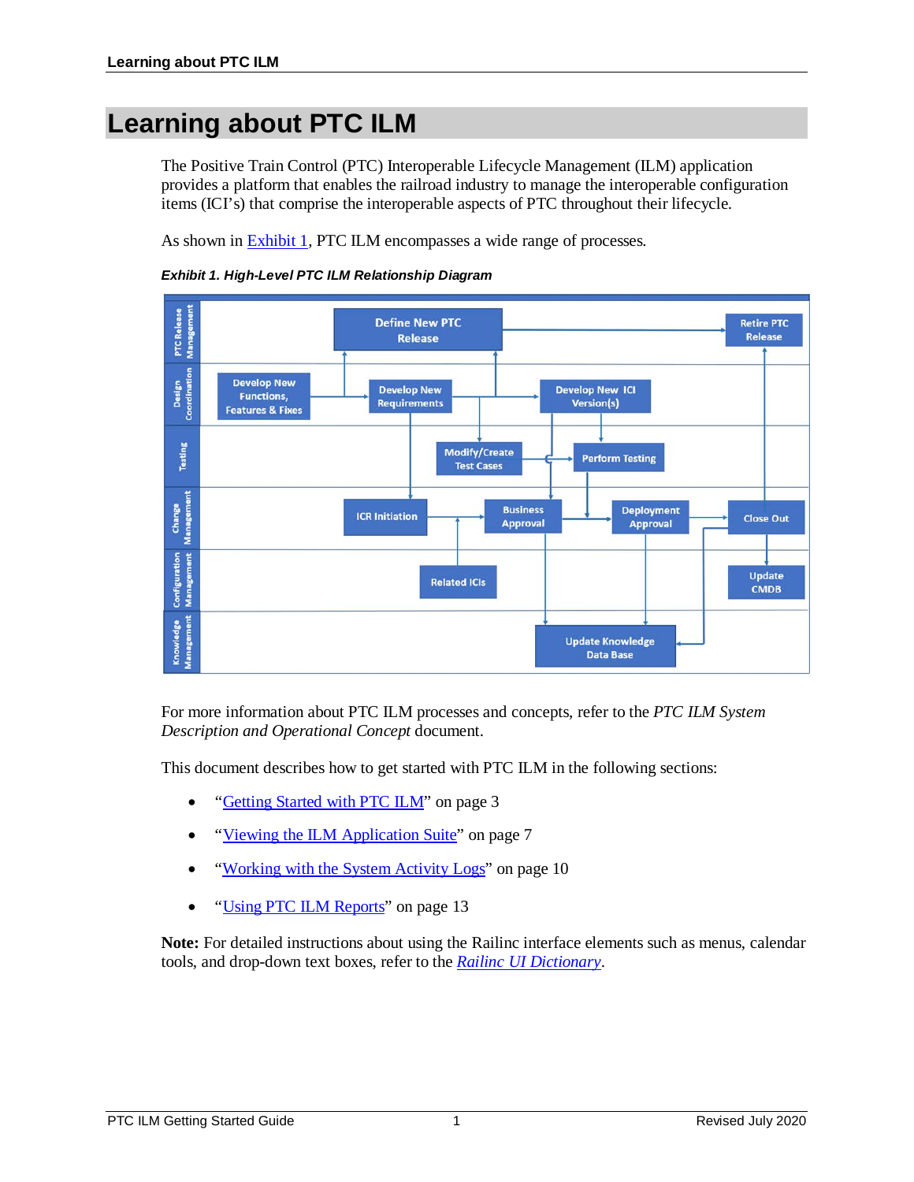# Learning about PTC ILM

The Positive Train Control (PTC) Interoperable Lifecycle Management (ILM) application provides a platform that enables the railroad industry to manage the interoperable configuration items (ICI's) that comprise the interoperable aspects of PTC throughout their lifecycle.

As shown in Exhibit 1, PTC ILM encompasses a wide range of processes.

*Exhibit 1. High-Level PTC ILM Relationship Diagram*

For more information about PTC ILM processes and concepts, refer to the *PTC ILM System Description and Operational Concept* document.

This document describes how to get started with PTC ILM in the following sections:

- "Getting Started with PTC ILM" on page 3
- "Viewing the ILM Application Suite" on page 7
- "Working with the System Activity Logs" on page 10
- "Using PTC ILM Reports" on page 13

**Note:** For detailed instructions about using the Railinc interface elements such as menus, calendar tools, and drop-down text boxes, refer to the *Railinc UI Dictionary*.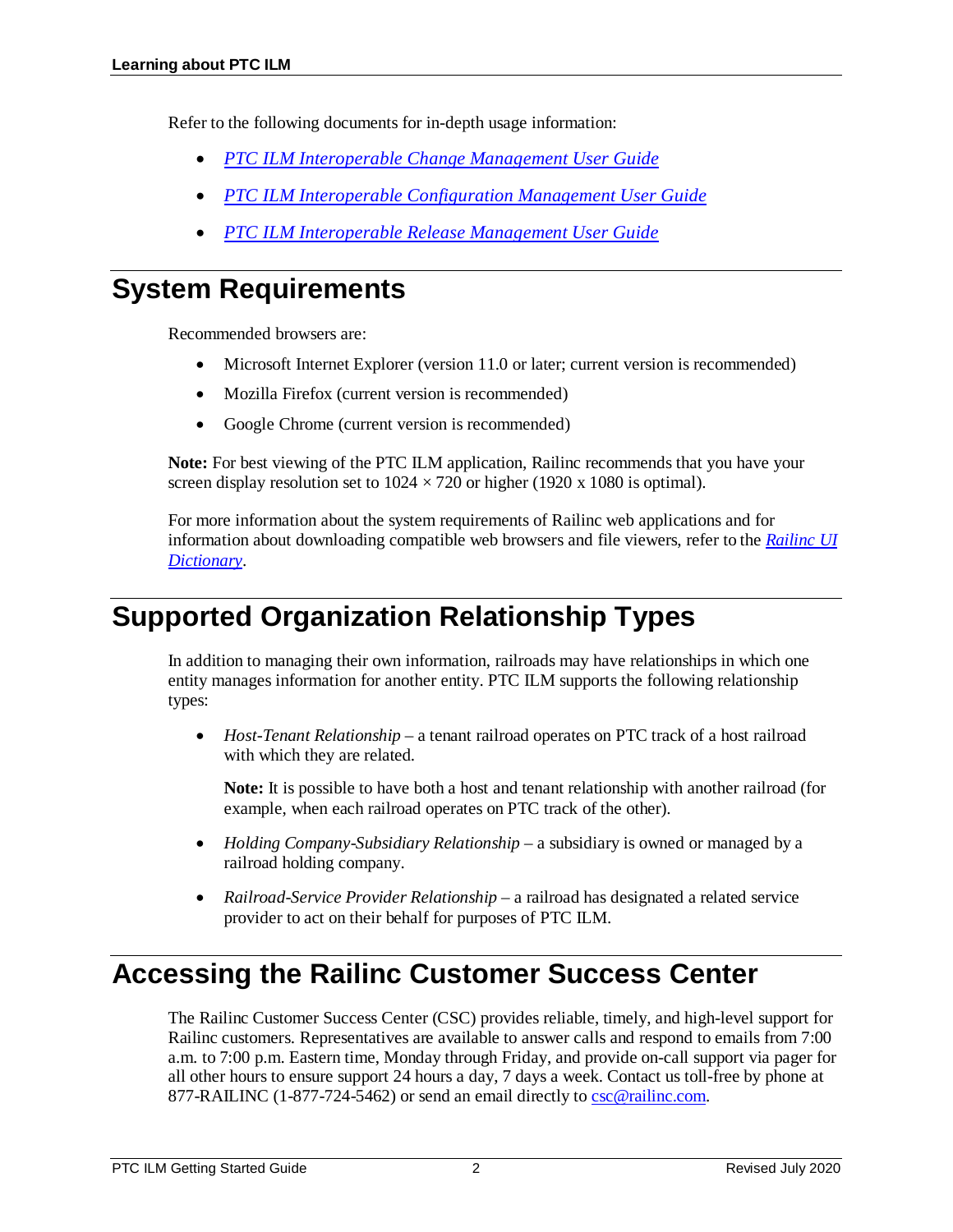Refer to the following documents for in-depth usage information:

- *PTC ILM Interoperable Change Management User Guide*
- *PTC ILM Interoperable Configuration Management User Guide*
- *PTC ILM Interoperable Release Management User Guide*

# System Requirements

Recommended browsers are:

- Microsoft Internet Explorer (version 11.0 or later; current version is recommended)
- Mozilla Firefox (current version is recommended)
- Google Chrome (current version is recommended)

**Note:** For best viewing of the PTC ILM application, Railinc recommends that you have your screen display resolution set to 1024 × 720 or higher (1920 x 1080 is optimal).

For more information about the system requirements of Railinc web applications and for information about downloading compatible web browsers and file viewers, refer to the *Railinc UI Dictionary*.

# Supported Organization Relationship Types

In addition to managing their own information, railroads may have relationships in which one entity manages information for another entity. PTC ILM supports the following relationship types:

- *Host-Tenant Relationship* – a tenant railroad operates on PTC track of a host railroad with which they are related.

  **Note:** It is possible to have both a host and tenant relationship with another railroad (for example, when each railroad operates on PTC track of the other).

- *Holding Company-Subsidiary Relationship* – a subsidiary is owned or managed by a railroad holding company.
- *Railroad-Service Provider Relationship* – a railroad has designated a related service provider to act on their behalf for purposes of PTC ILM.

# Accessing the Railinc Customer Success Center

The Railinc Customer Success Center (CSC) provides reliable, timely, and high-level support for Railinc customers. Representatives are available to answer calls and respond to emails from 7:00 a.m. to 7:00 p.m. Eastern time, Monday through Friday, and provide on-call support via pager for all other hours to ensure support 24 hours a day, 7 days a week. Contact us toll-free by phone at 877-RAILINC (1-877-724-5462) or send an email directly to csc@railinc.com.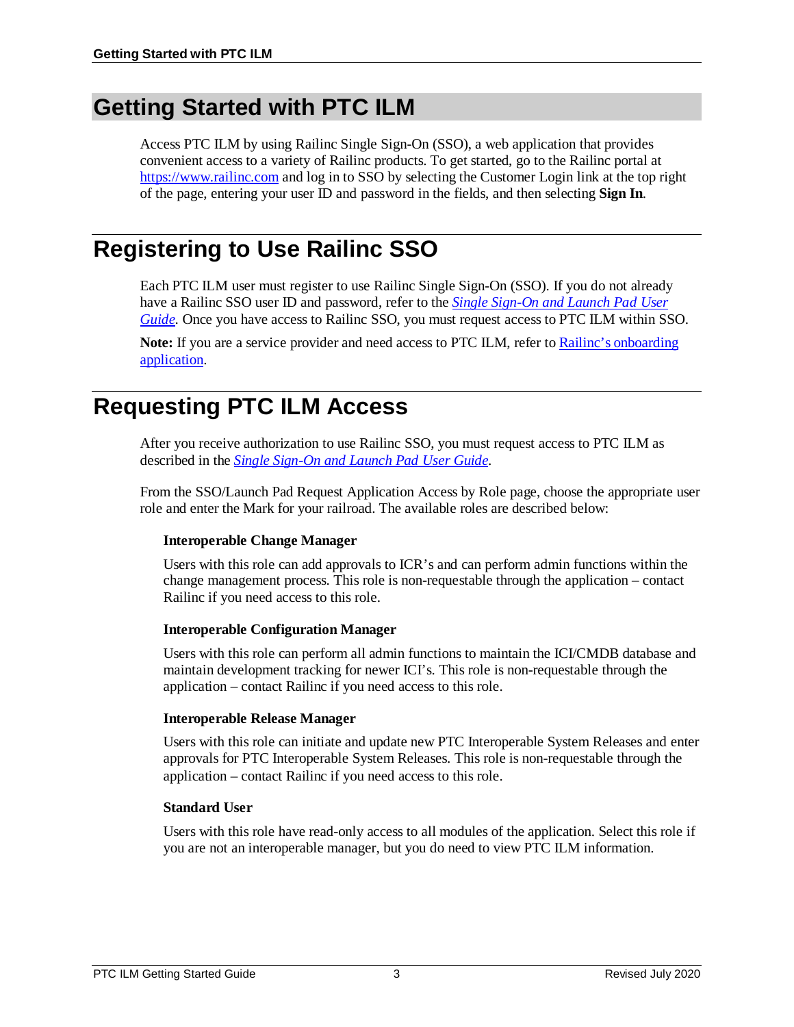# Getting Started with PTC ILM

Access PTC ILM by using Railinc Single Sign-On (SSO), a web application that provides convenient access to a variety of Railinc products. To get started, go to the Railinc portal at https://www.railinc.com and log in to SSO by selecting the Customer Login link at the top right of the page, entering your user ID and password in the fields, and then selecting **Sign In**.

# Registering to Use Railinc SSO

Each PTC ILM user must register to use Railinc Single Sign-On (SSO). If you do not already have a Railinc SSO user ID and password, refer to the *Single Sign-On and Launch Pad User Guide*. Once you have access to Railinc SSO, you must request access to PTC ILM within SSO.

**Note:** If you are a service provider and need access to PTC ILM, refer to Railinc's onboarding application.

# Requesting PTC ILM Access

After you receive authorization to use Railinc SSO, you must request access to PTC ILM as described in the *Single Sign-On and Launch Pad User Guide*.

From the SSO/Launch Pad Request Application Access by Role page, choose the appropriate user role and enter the Mark for your railroad. The available roles are described below:

**Interoperable Change Manager**

Users with this role can add approvals to ICR's and can perform admin functions within the change management process. This role is non-requestable through the application – contact Railinc if you need access to this role.

**Interoperable Configuration Manager**

Users with this role can perform all admin functions to maintain the ICI/CMDB database and maintain development tracking for newer ICI's. This role is non-requestable through the application – contact Railinc if you need access to this role.

**Interoperable Release Manager**

Users with this role can initiate and update new PTC Interoperable System Releases and enter approvals for PTC Interoperable System Releases. This role is non-requestable through the application – contact Railinc if you need access to this role.

**Standard User**

Users with this role have read-only access to all modules of the application. Select this role if you are not an interoperable manager, but you do need to view PTC ILM information.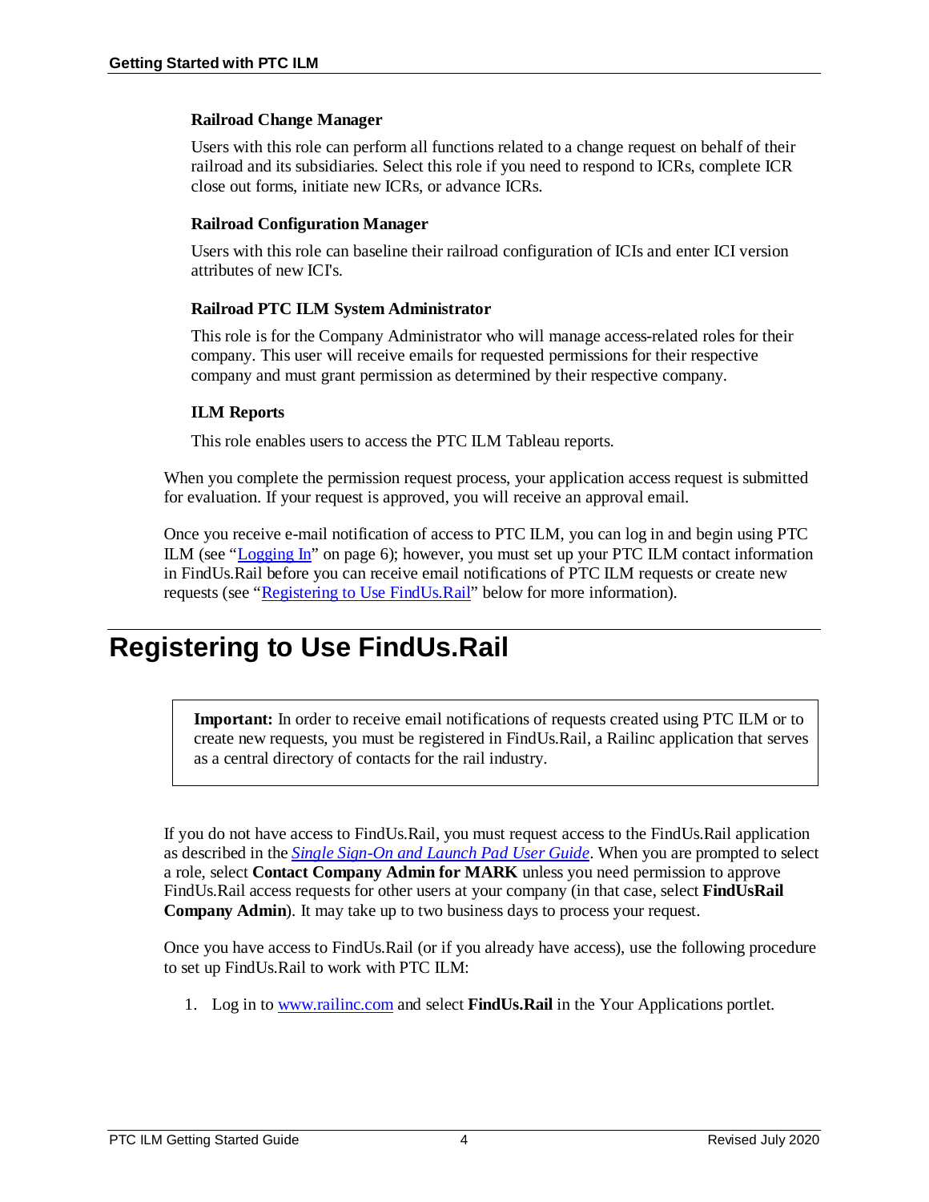### Railroad Change Manager

Users with this role can perform all functions related to a change request on behalf of their railroad and its subsidiaries. Select this role if you need to respond to ICRs, complete ICR close out forms, initiate new ICRs, or advance ICRs.

### Railroad Configuration Manager

Users with this role can baseline their railroad configuration of ICIs and enter ICI version attributes of new ICI's.

### Railroad PTC ILM System Administrator

This role is for the Company Administrator who will manage access-related roles for their company. This user will receive emails for requested permissions for their respective company and must grant permission as determined by their respective company.

### ILM Reports

This role enables users to access the PTC ILM Tableau reports.

When you complete the permission request process, your application access request is submitted for evaluation. If your request is approved, you will receive an approval email.

Once you receive e-mail notification of access to PTC ILM, you can log in and begin using PTC ILM (see "Logging In" on page 6); however, you must set up your PTC ILM contact information in FindUs.Rail before you can receive email notifications of PTC ILM requests or create new requests (see "Registering to Use FindUs.Rail" below for more information).

# Registering to Use FindUs.Rail

> **Important:** In order to receive email notifications of requests created using PTC ILM or to create new requests, you must be registered in FindUs.Rail, a Railinc application that serves as a central directory of contacts for the rail industry.

If you do not have access to FindUs.Rail, you must request access to the FindUs.Rail application as described in the *Single Sign-On and Launch Pad User Guide*. When you are prompted to select a role, select **Contact Company Admin for MARK** unless you need permission to approve FindUs.Rail access requests for other users at your company (in that case, select **FindUsRail Company Admin**). It may take up to two business days to process your request.

Once you have access to FindUs.Rail (or if you already have access), use the following procedure to set up FindUs.Rail to work with PTC ILM:

1. Log in to www.railinc.com and select **FindUs.Rail** in the Your Applications portlet.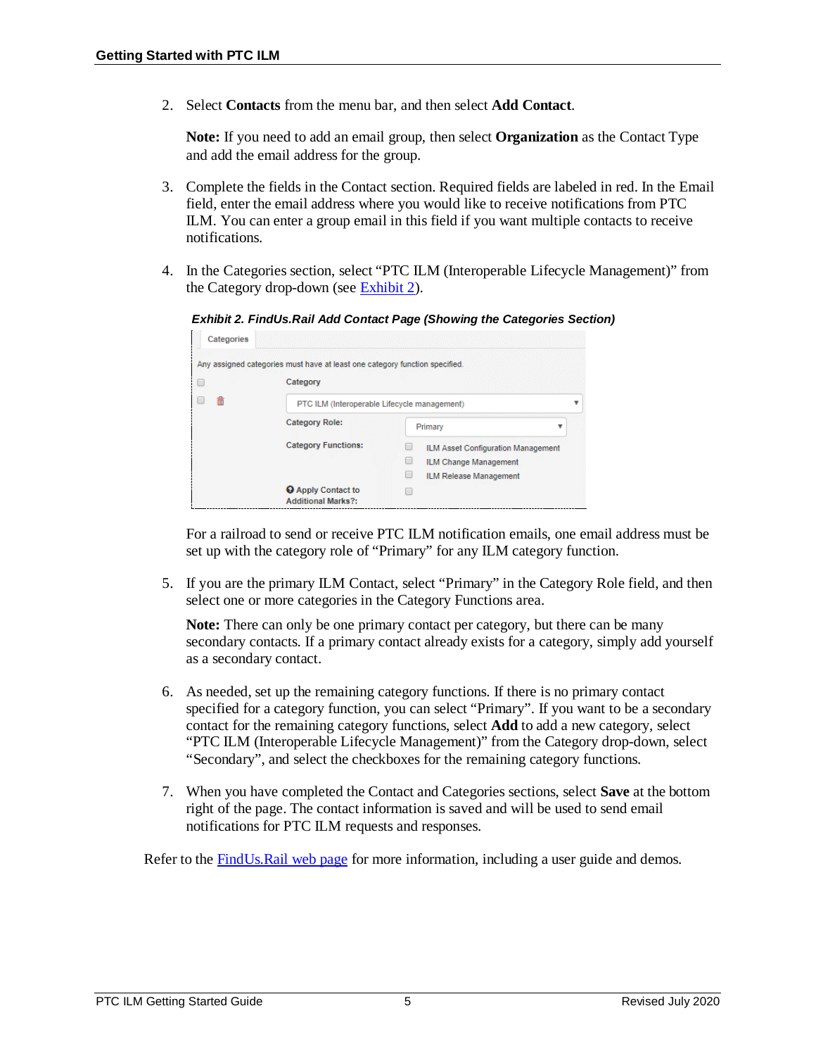2. Select **Contacts** from the menu bar, and then select **Add Contact**.

   **Note:** If you need to add an email group, then select **Organization** as the Contact Type and add the email address for the group.

3. Complete the fields in the Contact section. Required fields are labeled in red. In the Email field, enter the email address where you would like to receive notifications from PTC ILM. You can enter a group email in this field if you want multiple contacts to receive notifications.

4. In the Categories section, select "PTC ILM (Interoperable Lifecycle Management)" from the Category drop-down (see Exhibit 2).

   ***Exhibit 2. FindUs.Rail Add Contact Page (Showing the Categories Section)***

   Categories

   Any assigned categories must have at least one category function specified.

   Category: PTC ILM (Interoperable Lifecycle management)

   Category Role: Primary

   Category Functions:
   - ILM Asset Configuration Management
   - ILM Change Management
   - ILM Release Management

   Apply Contact to Additional Marks?:

   For a railroad to send or receive PTC ILM notification emails, one email address must be set up with the category role of "Primary" for any ILM category function.

5. If you are the primary ILM Contact, select "Primary" in the Category Role field, and then select one or more categories in the Category Functions area.

   **Note:** There can only be one primary contact per category, but there can be many secondary contacts. If a primary contact already exists for a category, simply add yourself as a secondary contact.

6. As needed, set up the remaining category functions. If there is no primary contact specified for a category function, you can select "Primary". If you want to be a secondary contact for the remaining category functions, select **Add** to add a new category, select "PTC ILM (Interoperable Lifecycle Management)" from the Category drop-down, select "Secondary", and select the checkboxes for the remaining category functions.

7. When you have completed the Contact and Categories sections, select **Save** at the bottom right of the page. The contact information is saved and will be used to send email notifications for PTC ILM requests and responses.

Refer to the FindUs.Rail web page for more information, including a user guide and demos.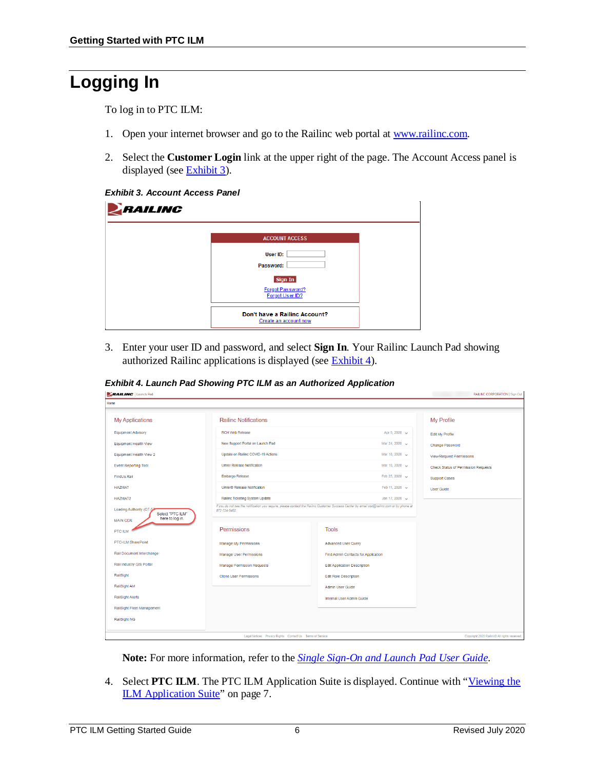# Logging In

To log in to PTC ILM:

1. Open your internet browser and go to the Railinc web portal at www.railinc.com.

2. Select the **Customer Login** link at the upper right of the page. The Account Access panel is displayed (see Exhibit 3).

***Exhibit 3. Account Access Panel***

3. Enter your user ID and password, and select **Sign In**. Your Railinc Launch Pad showing authorized Railinc applications is displayed (see Exhibit 4).

***Exhibit 4. Launch Pad Showing PTC ILM as an Authorized Application***

**Note:** For more information, refer to the *Single Sign-On and Launch Pad User Guide*.

4. Select **PTC ILM**. The PTC ILM Application Suite is displayed. Continue with "Viewing the ILM Application Suite" on page 7.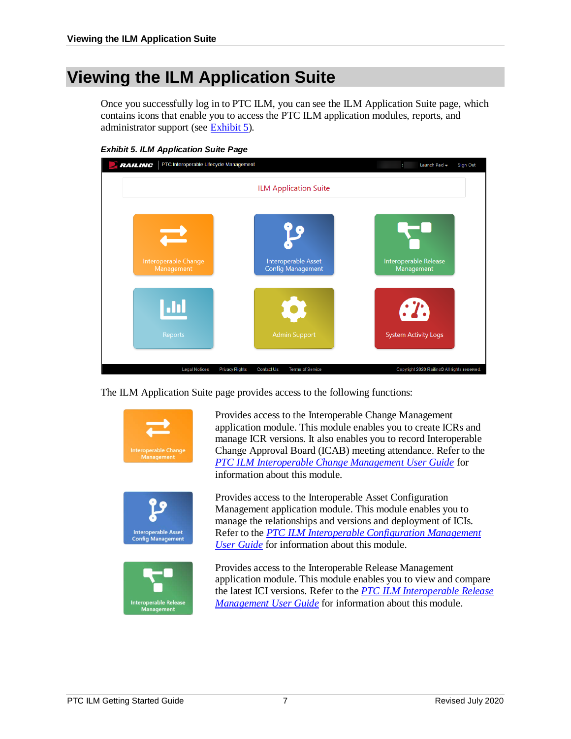# Viewing the ILM Application Suite

Once you successfully log in to PTC ILM, you can see the ILM Application Suite page, which contains icons that enable you to access the PTC ILM application modules, reports, and administrator support (see Exhibit 5).

***Exhibit 5. ILM Application Suite Page***

The ILM Application Suite page provides access to the following functions:

Provides access to the Interoperable Change Management application module. This module enables you to create ICRs and manage ICR versions. It also enables you to record Interoperable Change Approval Board (ICAB) meeting attendance. Refer to the *PTC ILM Interoperable Change Management User Guide* for information about this module.

Provides access to the Interoperable Asset Configuration Management application module. This module enables you to manage the relationships and versions and deployment of ICIs. Refer to the *PTC ILM Interoperable Configuration Management User Guide* for information about this module.

Provides access to the Interoperable Release Management application module. This module enables you to view and compare the latest ICI versions. Refer to the *PTC ILM Interoperable Release Management User Guide* for information about this module.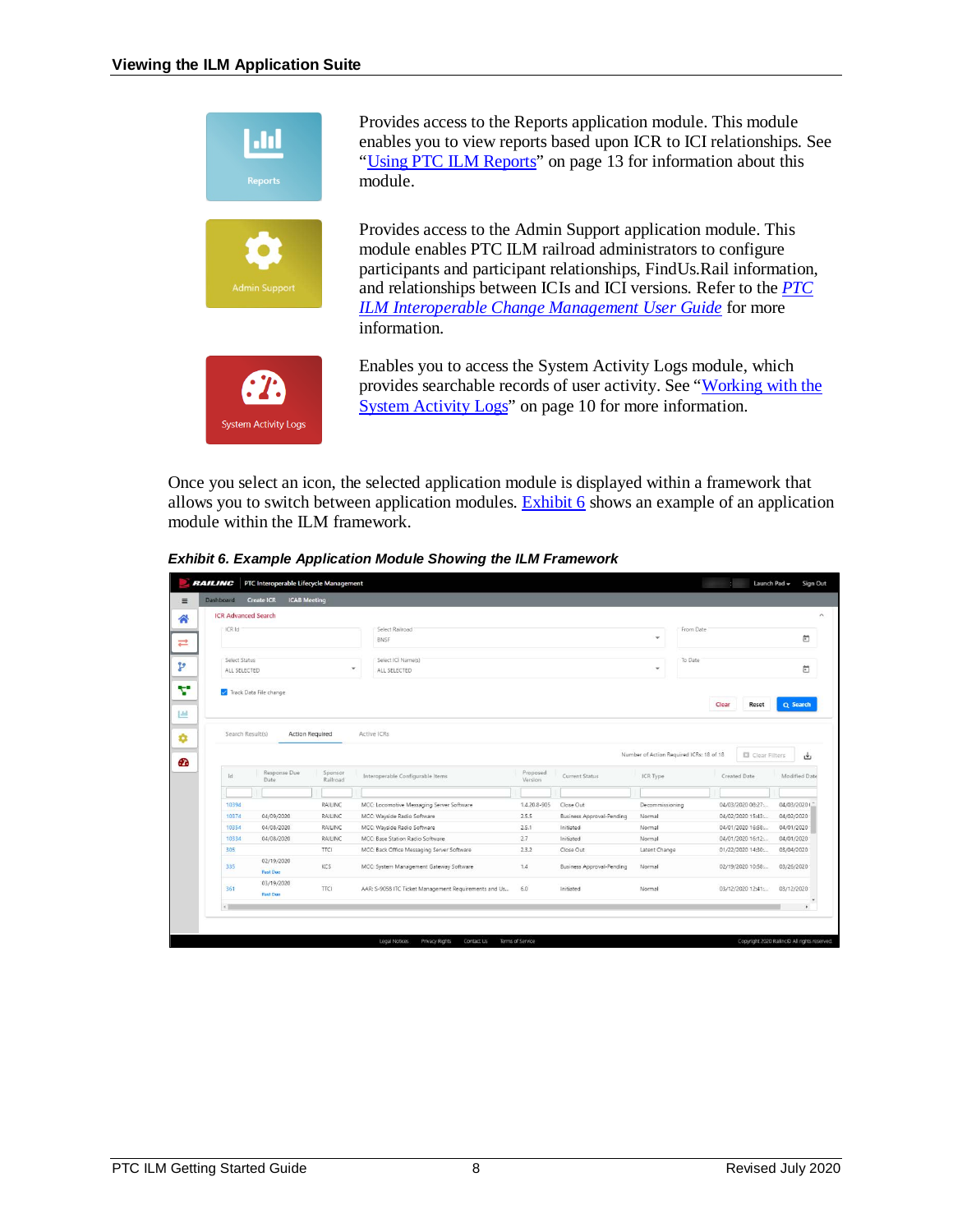Provides access to the Reports application module. This module enables you to view reports based upon ICR to ICI relationships. See "Using PTC ILM Reports" on page 13 for information about this module.

Provides access to the Admin Support application module. This module enables PTC ILM railroad administrators to configure participants and participant relationships, FindUs.Rail information, and relationships between ICIs and ICI versions. Refer to the *PTC ILM Interoperable Change Management User Guide* for more information.

Enables you to access the System Activity Logs module, which provides searchable records of user activity. See "Working with the System Activity Logs" on page 10 for more information.

Once you select an icon, the selected application module is displayed within a framework that allows you to switch between application modules. Exhibit 6 shows an example of an application module within the ILM framework.

***Exhibit 6. Example Application Module Showing the ILM Framework***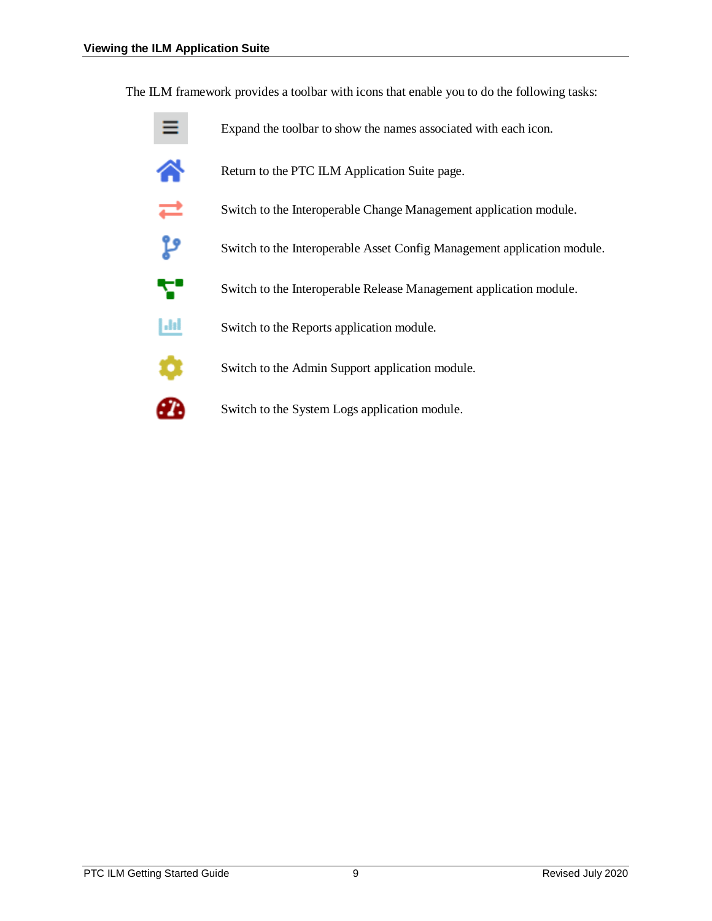The ILM framework provides a toolbar with icons that enable you to do the following tasks:

- Expand the toolbar to show the names associated with each icon.
- Return to the PTC ILM Application Suite page.
- Switch to the Interoperable Change Management application module.
- Switch to the Interoperable Asset Config Management application module.
- Switch to the Interoperable Release Management application module.
- Switch to the Reports application module.
- Switch to the Admin Support application module.
- Switch to the System Logs application module.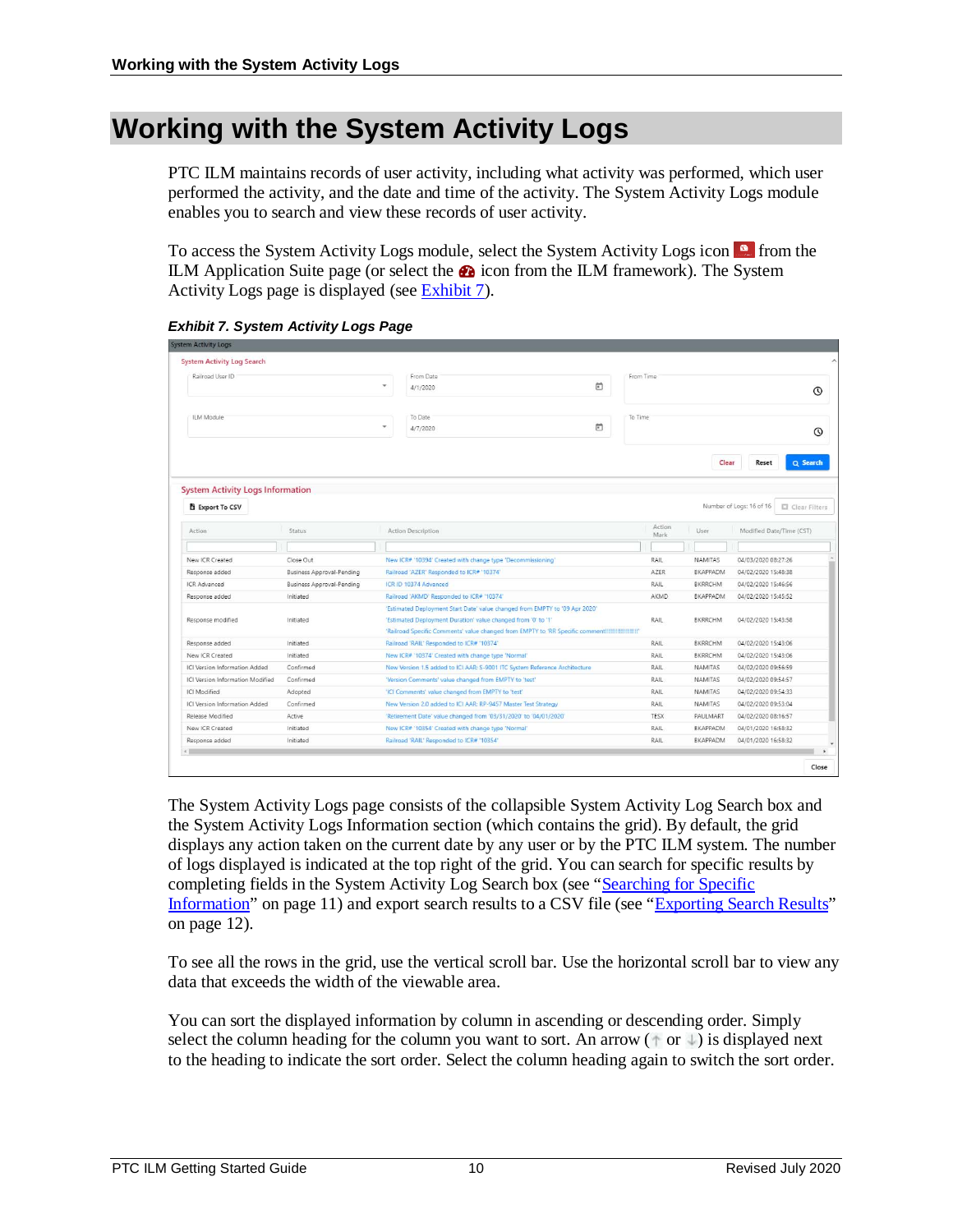# Working with the System Activity Logs

PTC ILM maintains records of user activity, including what activity was performed, which user performed the activity, and the date and time of the activity. The System Activity Logs module enables you to search and view these records of user activity.

To access the System Activity Logs module, select the System Activity Logs icon from the ILM Application Suite page (or select the icon from the ILM framework). The System Activity Logs page is displayed (see Exhibit 7).

***Exhibit 7. System Activity Logs Page***

The System Activity Logs page consists of the collapsible System Activity Log Search box and the System Activity Logs Information section (which contains the grid). By default, the grid displays any action taken on the current date by any user or by the PTC ILM system. The number of logs displayed is indicated at the top right of the grid. You can search for specific results by completing fields in the System Activity Log Search box (see "Searching for Specific Information" on page 11) and export search results to a CSV file (see "Exporting Search Results" on page 12).

To see all the rows in the grid, use the vertical scroll bar. Use the horizontal scroll bar to view any data that exceeds the width of the viewable area.

You can sort the displayed information by column in ascending or descending order. Simply select the column heading for the column you want to sort. An arrow (↑ or ↓) is displayed next to the heading to indicate the sort order. Select the column heading again to switch the sort order.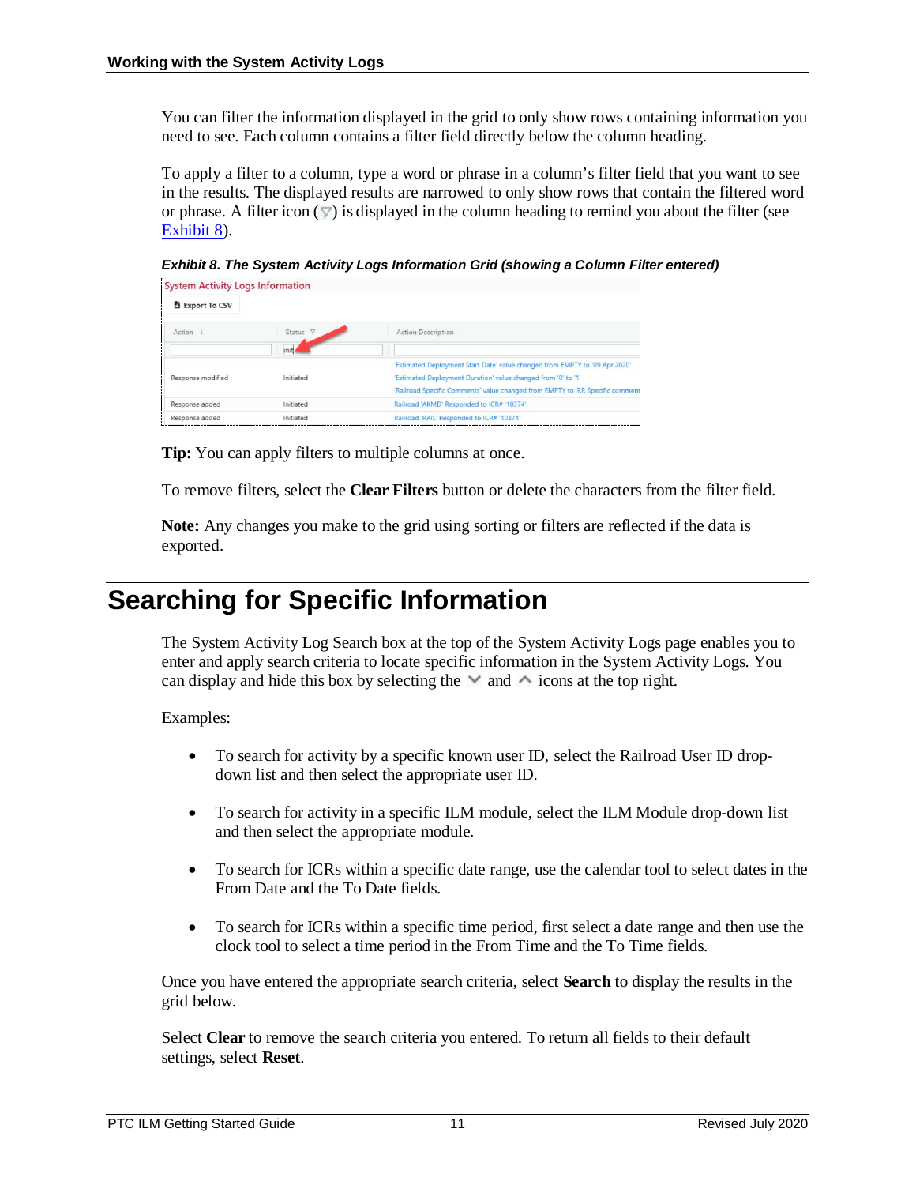You can filter the information displayed in the grid to only show rows containing information you need to see. Each column contains a filter field directly below the column heading.

To apply a filter to a column, type a word or phrase in a column's filter field that you want to see in the results. The displayed results are narrowed to only show rows that contain the filtered word or phrase. A filter icon (▽) is displayed in the column heading to remind you about the filter (see Exhibit 8).

***Exhibit 8. The System Activity Logs Information Grid (showing a Column Filter entered)***

**Tip:** You can apply filters to multiple columns at once.

To remove filters, select the **Clear Filters** button or delete the characters from the filter field.

**Note:** Any changes you make to the grid using sorting or filters are reflected if the data is exported.

# Searching for Specific Information

The System Activity Log Search box at the top of the System Activity Logs page enables you to enter and apply search criteria to locate specific information in the System Activity Logs. You can display and hide this box by selecting the ⌄ and ⌃ icons at the top right.

Examples:

- To search for activity by a specific known user ID, select the Railroad User ID drop-down list and then select the appropriate user ID.
- To search for activity in a specific ILM module, select the ILM Module drop-down list and then select the appropriate module.
- To search for ICRs within a specific date range, use the calendar tool to select dates in the From Date and the To Date fields.
- To search for ICRs within a specific time period, first select a date range and then use the clock tool to select a time period in the From Time and the To Time fields.

Once you have entered the appropriate search criteria, select **Search** to display the results in the grid below.

Select **Clear** to remove the search criteria you entered. To return all fields to their default settings, select **Reset**.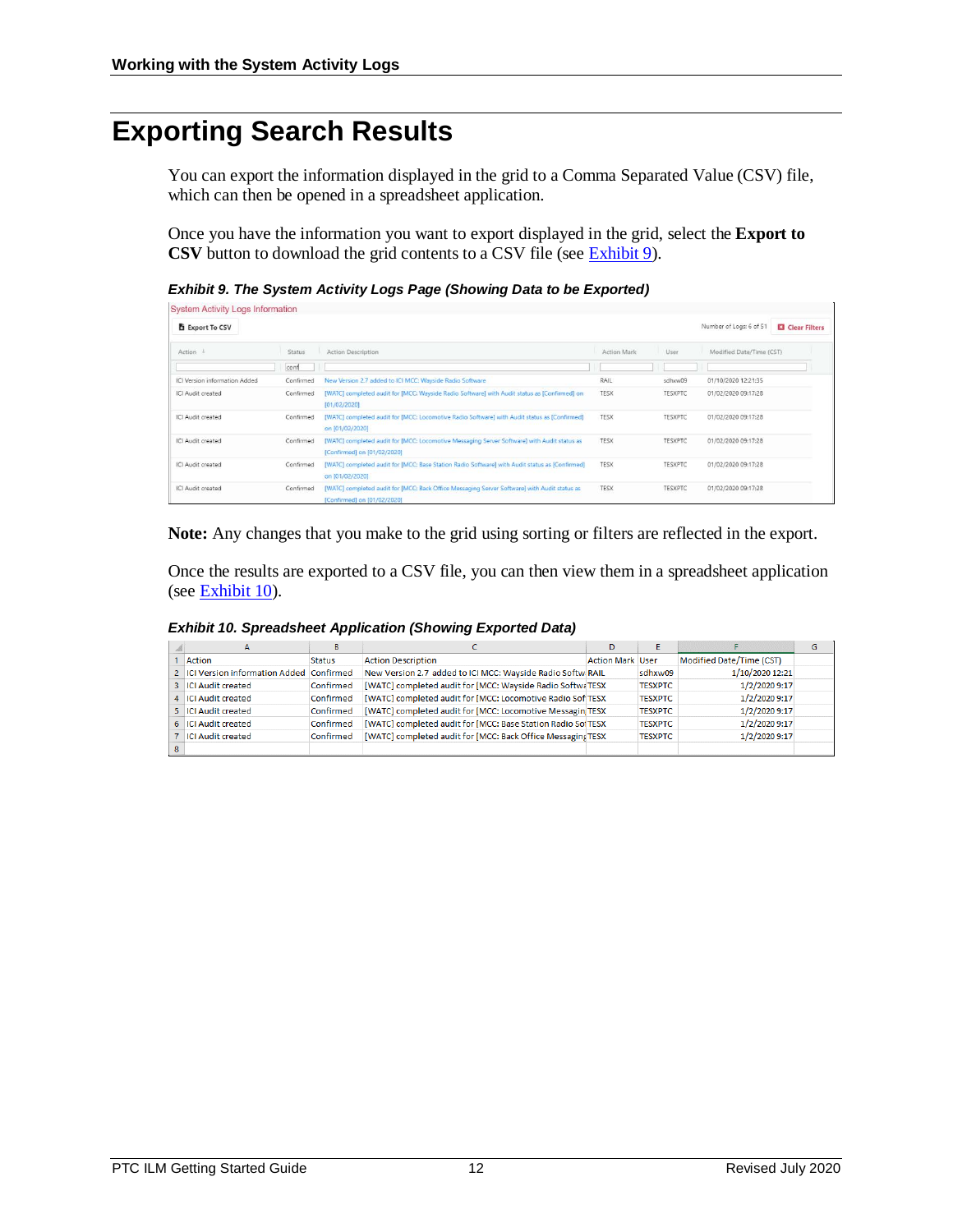# Exporting Search Results

You can export the information displayed in the grid to a Comma Separated Value (CSV) file, which can then be opened in a spreadsheet application.

Once you have the information you want to export displayed in the grid, select the **Export to CSV** button to download the grid contents to a CSV file (see Exhibit 9).

***Exhibit 9. The System Activity Logs Page (Showing Data to be Exported)***

System Activity Logs Information

Export To CSV — Number of Logs: 6 of 51 — Clear Filters

| Action | Status | Action Description | Action Mark | User | Modified Date/Time (CST) |
|---|---|---|---|---|---|
| ICI Version information Added | Confirmed | New Version 2.7 added to ICI MCC: Wayside Radio Software | RAIL | sdhxw09 | 01/10/2020 12:21:35 |
| ICI Audit created | Confirmed | [WATC] completed audit for [MCC: Wayside Radio Software] with Audit status as [Confirmed] on [01/02/2020] | TESX | TESXPTC | 01/02/2020 09:17:28 |
| ICI Audit created | Confirmed | [WATC] completed audit for [MCC: Locomotive Radio Software] with Audit status as [Confirmed] on [01/02/2020] | TESX | TESXPTC | 01/02/2020 09:17:28 |
| ICI Audit created | Confirmed | [WATC] completed audit for [MCC: Locomotive Messaging Server Software] with Audit status as [Confirmed] on [01/02/2020] | TESX | TESXPTC | 01/02/2020 09:17:28 |
| ICI Audit created | Confirmed | [WATC] completed audit for [MCC: Base Station Radio Software] with Audit status as [Confirmed] on [01/02/2020] | TESX | TESXPTC | 01/02/2020 09:17:28 |
| ICI Audit created | Confirmed | [WATC] completed audit for [MCC: Back Office Messaging Server Software] with Audit status as [Confirmed] on [01/02/2020] | TESX | TESXPTC | 01/02/2020 09:17:28 |

**Note:** Any changes that you make to the grid using sorting or filters are reflected in the export.

Once the results are exported to a CSV file, you can then view them in a spreadsheet application (see Exhibit 10).

***Exhibit 10. Spreadsheet Application (Showing Exported Data)***

| | A | B | C | D | E | F | G |
|---|---|---|---|---|---|---|---|
| 1 | Action | Status | Action Description | Action Mark | User | Modified Date/Time (CST) | |
| 2 | ICI Version information Added | Confirmed | New Version 2.7 added to ICI MCC: Wayside Radio Softw | RAIL | sdhxw09 | 1/10/2020 12:21 | |
| 3 | ICI Audit created | Confirmed | [WATC] completed audit for [MCC: Wayside Radio Softwa | TESX | TESXPTC | 1/2/2020 9:17 | |
| 4 | ICI Audit created | Confirmed | [WATC] completed audit for [MCC: Locomotive Radio Sof | TESX | TESXPTC | 1/2/2020 9:17 | |
| 5 | ICI Audit created | Confirmed | [WATC] completed audit for [MCC: Locomotive Messagin | TESX | TESXPTC | 1/2/2020 9:17 | |
| 6 | ICI Audit created | Confirmed | [WATC] completed audit for [MCC: Base Station Radio So | TESX | TESXPTC | 1/2/2020 9:17 | |
| 7 | ICI Audit created | Confirmed | [WATC] completed audit for [MCC: Back Office Messaging | TESX | TESXPTC | 1/2/2020 9:17 | |
| 8 | | | | | | | |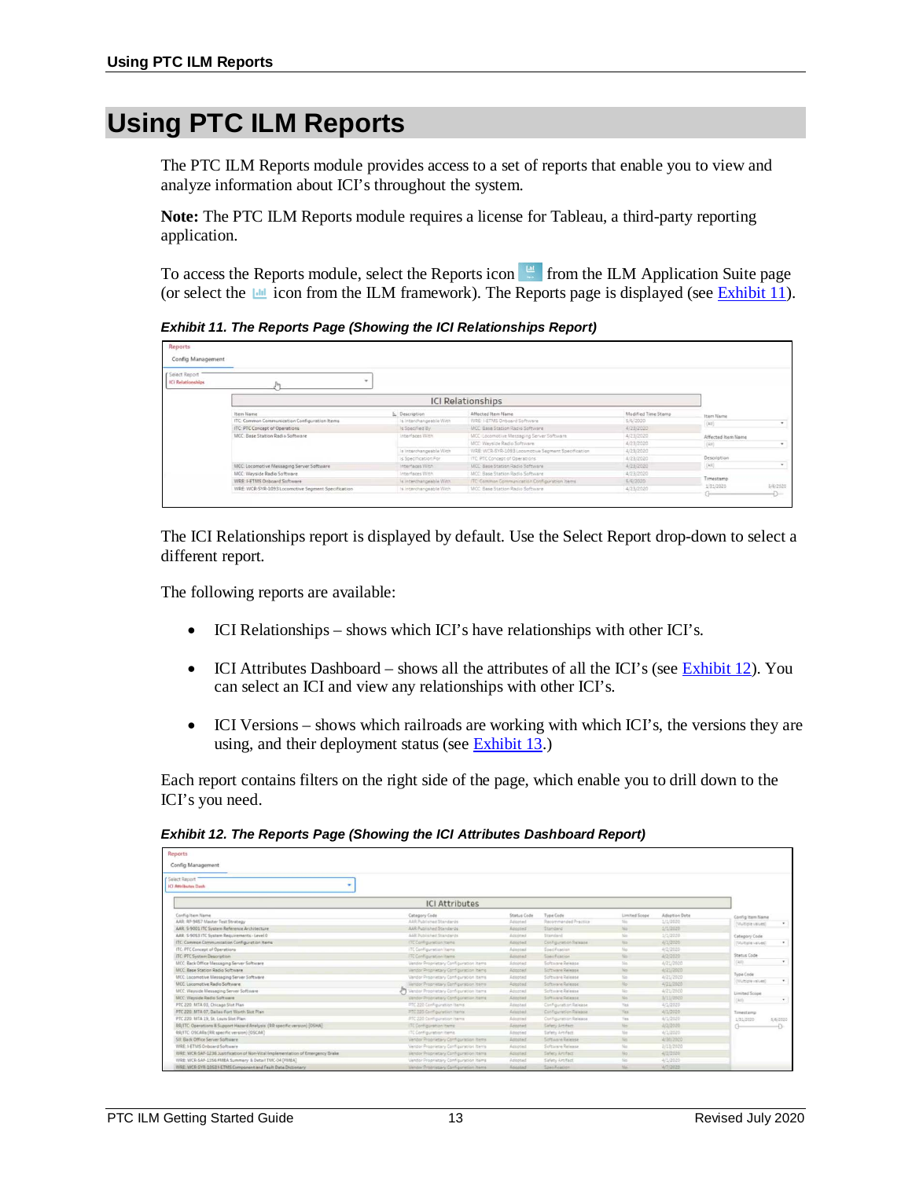# Using PTC ILM Reports

The PTC ILM Reports module provides access to a set of reports that enable you to view and analyze information about ICI's throughout the system.

**Note:** The PTC ILM Reports module requires a license for Tableau, a third-party reporting application.

To access the Reports module, select the Reports icon from the ILM Application Suite page (or select the icon from the ILM framework). The Reports page is displayed (see Exhibit 11).

***Exhibit 11. The Reports Page (Showing the ICI Relationships Report)***

The ICI Relationships report is displayed by default. Use the Select Report drop-down to select a different report.

The following reports are available:

- ICI Relationships – shows which ICI's have relationships with other ICI's.
- ICI Attributes Dashboard – shows all the attributes of all the ICI's (see Exhibit 12). You can select an ICI and view any relationships with other ICI's.
- ICI Versions – shows which railroads are working with which ICI's, the versions they are using, and their deployment status (see Exhibit 13.)

Each report contains filters on the right side of the page, which enable you to drill down to the ICI's you need.

***Exhibit 12. The Reports Page (Showing the ICI Attributes Dashboard Report)***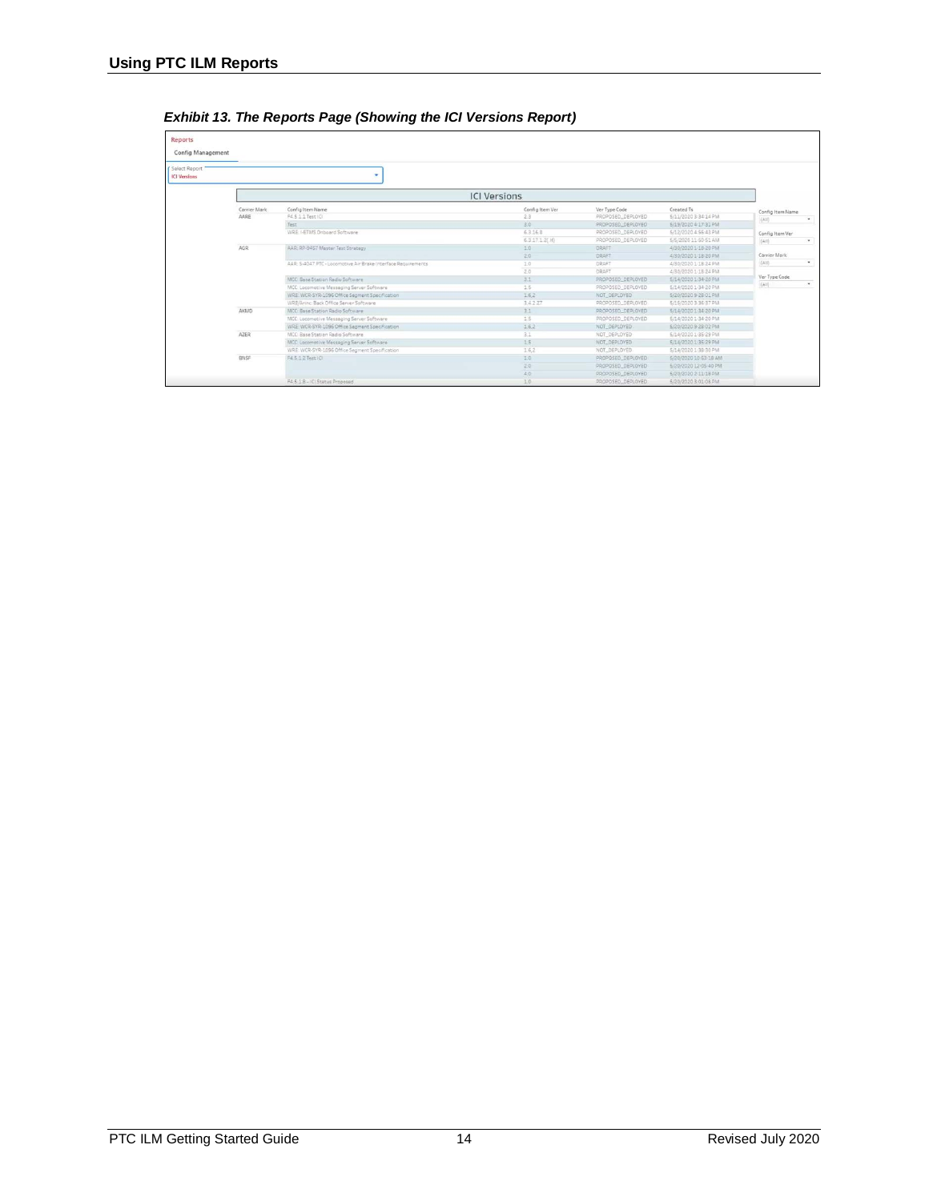***Exhibit 13. The Reports Page (Showing the ICI Versions Report)***

Reports

Config Management

Select Report: ICI Versions

**ICI Versions**

| Carrier Mark | Config Item Name | Config Item Ver | Ver Type Code | Created Ts |
|---|---|---|---|---|
| AARE | P4.5.1.1 Test ICI | 2.3 | PROPOSED_DEPLOYED | 5/11/2020 3:34:14 PM |
| | Test | 3.0 | PROPOSED_DEPLOYED | 5/19/2020 4:17:32 PM |
| | WRE: I-ETMS Onboard Software | 6.3.16.8 | PROPOSED_DEPLOYED | 5/12/2020 4:56:43 PM |
| | | 6.3.17.1.2(_H) | PROPOSED_DEPLOYED | 5/6/2020 11:50:51 AM |
| AGR | AAR: RP-9457 Master Test Strategy | 1.0 | DRAFT | 4/30/2020 1:18:20 PM |
| | | 2.0 | DRAFT | 4/30/2020 1:18:20 PM |
| | AAR: S-4047 PTC - Locomotive Air Brake Interface Requirements | 1.0 | DRAFT | 4/30/2020 1:18:24 PM |
| | | 2.0 | DRAFT | 4/30/2020 1:18:24 PM |
| | MCC: Base Station Radio Software | 3.1 | PROPOSED_DEPLOYED | 5/14/2020 1:34:20 PM |
| | MCC: Locomotive Messaging Server Software | 1.5 | PROPOSED_DEPLOYED | 5/14/2020 1:34:20 PM |
| | WRE: WCR-SYR-1096 Office Segment Specification | 1.6.2 | NOT_DEPLOYED | 5/20/2020 9:28:01 PM |
| | WRE/Arinc: Back Office Server Software | 3.4.2.27 | PROPOSED_DEPLOYED | 5/15/2020 3:36:37 PM |
| AKMD | MCC: Base Station Radio Software | 3.1 | PROPOSED_DEPLOYED | 5/14/2020 1:34:20 PM |
| | MCC: Locomotive Messaging Server Software | 1.5 | PROPOSED_DEPLOYED | 5/14/2020 1:34:20 PM |
| | WRE: WCR-SYR-1096 Office Segment Specification | 1.6.2 | NOT_DEPLOYED | 5/20/2020 9:28:02 PM |
| AZER | MCC: Base Station Radio Software | 3.1 | NOT_DEPLOYED | 5/14/2020 1:36:29 PM |
| | MCC: Locomotive Messaging Server Software | 1.5 | NOT_DEPLOYED | 5/14/2020 1:36:29 PM |
| | WRE: WCR-SYR-1096 Office Segment Specification | 1.6.2 | NOT_DEPLOYED | 5/14/2020 1:38:30 PM |
| BNSF | P4.5.1.2 Test ICI | 1.0 | PROPOSED_DEPLOYED | 5/20/2020 10:53:18 AM |
| | | 2.0 | PROPOSED_DEPLOYED | 5/20/2020 12:05:40 PM |
| | | 4.0 | PROPOSED_DEPLOYED | 5/20/2020 2:11:18 PM |
| | P4.5.1.8 – ICI Status Proposed | 1.0 | PROPOSED_DEPLOYED | 5/20/2020 3:01:06 PM |

Config Item Name: (All)

Config Item Ver: (All)

Carrier Mark: (All)

Ver Type Code: (All)